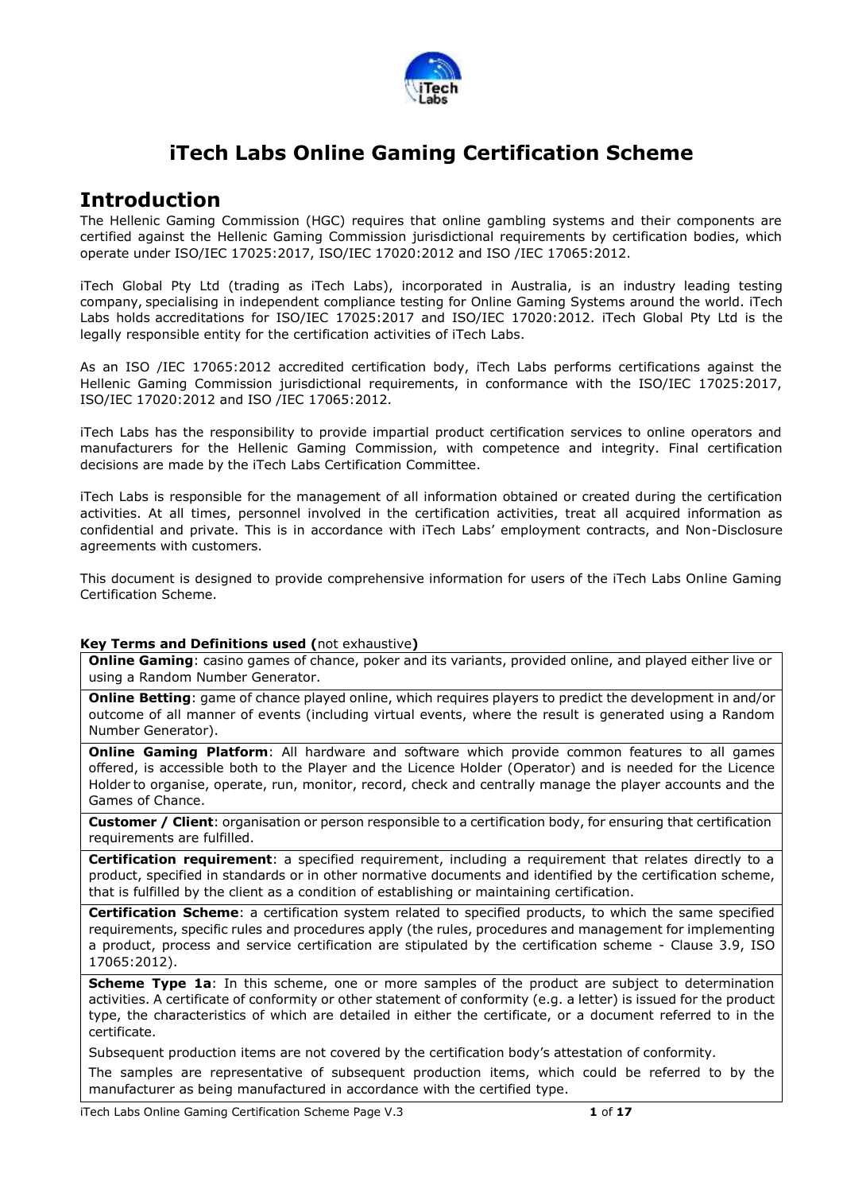# iTech Labs Online Gaming Certification Scheme

## Introduction

The Hellenic Gaming Commission (HGC) requires that online gambling systems and their components are certified against the Hellenic Gaming Commission jurisdictional requirements by certification bodies, which operate under ISO/IEC 17025:2017, ISO/IEC 17020:2012 and ISO /IEC 17065:2012.

iTech Global Pty Ltd (trading as iTech Labs), incorporated in Australia, is an industry leading testing company, specialising in independent compliance testing for Online Gaming Systems around the world. iTech Labs holds accreditations for ISO/IEC 17025:2017 and ISO/IEC 17020:2012. iTech Global Pty Ltd is the legally responsible entity for the certification activities of iTech Labs.

As an ISO /IEC 17065:2012 accredited certification body, iTech Labs performs certifications against the Hellenic Gaming Commission jurisdictional requirements, in conformance with the ISO/IEC 17025:2017, ISO/IEC 17020:2012 and ISO /IEC 17065:2012.

iTech Labs has the responsibility to provide impartial product certification services to online operators and manufacturers for the Hellenic Gaming Commission, with competence and integrity. Final certification decisions are made by the iTech Labs Certification Committee.

iTech Labs is responsible for the management of all information obtained or created during the certification activities. At all times, personnel involved in the certification activities, treat all acquired information as confidential and private. This is in accordance with iTech Labs' employment contracts, and Non-Disclosure agreements with customers.

This document is designed to provide comprehensive information for users of the iTech Labs Online Gaming Certification Scheme.

**Key Terms and Definitions used (**not exhaustive**)**

| |
|---|
| **Online Gaming**: casino games of chance, poker and its variants, provided online, and played either live or using a Random Number Generator. |
| **Online Betting**: game of chance played online, which requires players to predict the development in and/or outcome of all manner of events (including virtual events, where the result is generated using a Random Number Generator). |
| **Online Gaming Platform**: All hardware and software which provide common features to all games offered, is accessible both to the Player and the Licence Holder (Operator) and is needed for the Licence Holder to organise, operate, run, monitor, record, check and centrally manage the player accounts and the Games of Chance. |
| **Customer / Client**: organisation or person responsible to a certification body, for ensuring that certification requirements are fulfilled. |
| **Certification requirement**: a specified requirement, including a requirement that relates directly to a product, specified in standards or in other normative documents and identified by the certification scheme, that is fulfilled by the client as a condition of establishing or maintaining certification. |
| **Certification Scheme**: a certification system related to specified products, to which the same specified requirements, specific rules and procedures apply (the rules, procedures and management for implementing a product, process and service certification are stipulated by the certification scheme - Clause 3.9, ISO 17065:2012). |
| **Scheme Type 1a**: In this scheme, one or more samples of the product are subject to determination activities. A certificate of conformity or other statement of conformity (e.g. a letter) is issued for the product type, the characteristics of which are detailed in either the certificate, or a document referred to in the certificate.<br><br>Subsequent production items are not covered by the certification body's attestation of conformity.<br><br>The samples are representative of subsequent production items, which could be referred to by the manufacturer as being manufactured in accordance with the certified type. |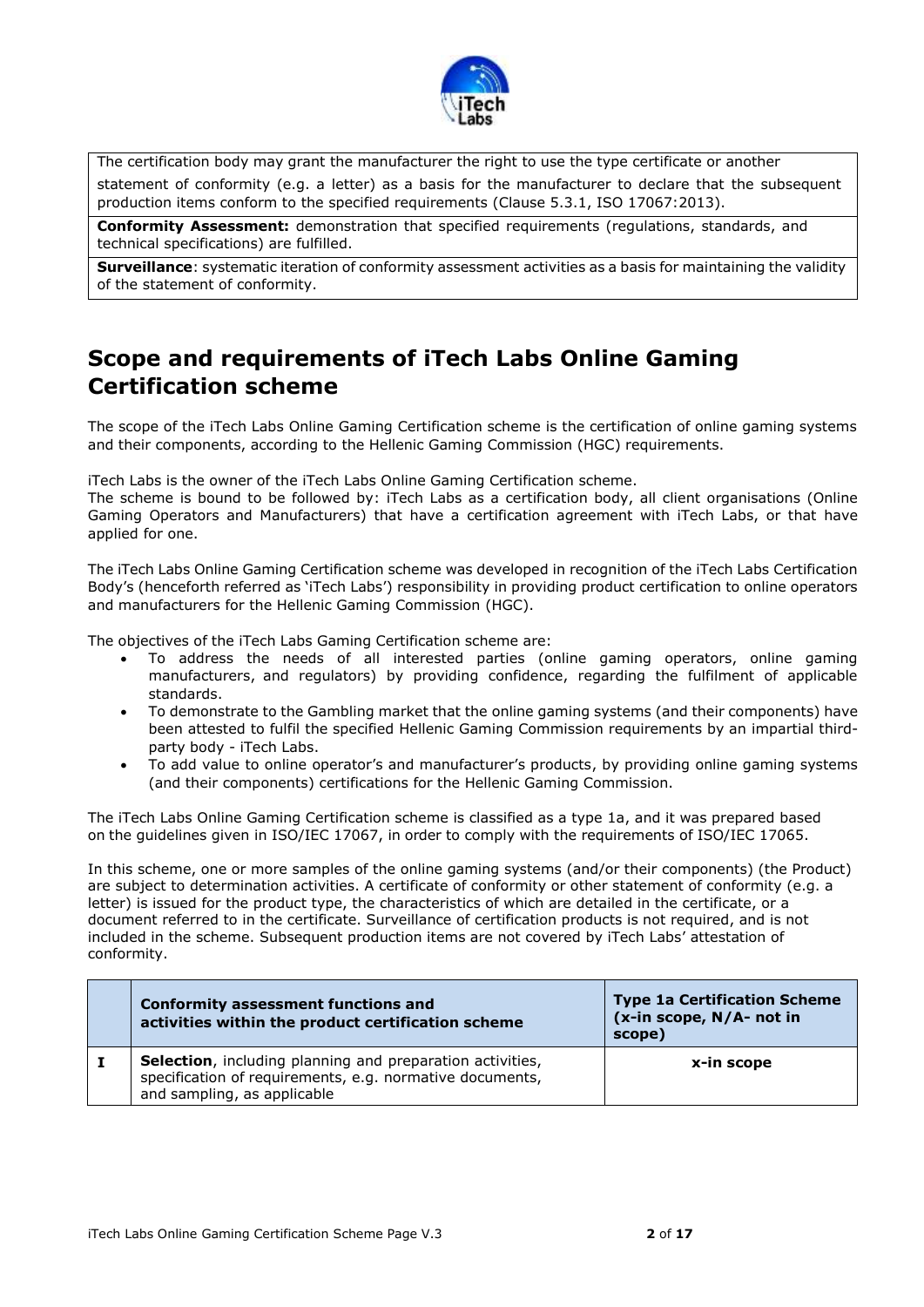| The certification body may grant the manufacturer the right to use the type certificate or another statement of conformity (e.g. a letter) as a basis for the manufacturer to declare that the subsequent production items conform to the specified requirements (Clause 5.3.1, ISO 17067:2013). |
|---|
| **Conformity Assessment:** demonstration that specified requirements (regulations, standards, and technical specifications) are fulfilled. |
| **Surveillance**: systematic iteration of conformity assessment activities as a basis for maintaining the validity of the statement of conformity. |

# Scope and requirements of iTech Labs Online Gaming Certification scheme

The scope of the iTech Labs Online Gaming Certification scheme is the certification of online gaming systems and their components, according to the Hellenic Gaming Commission (HGC) requirements.

iTech Labs is the owner of the iTech Labs Online Gaming Certification scheme.
The scheme is bound to be followed by: iTech Labs as a certification body, all client organisations (Online Gaming Operators and Manufacturers) that have a certification agreement with iTech Labs, or that have applied for one.

The iTech Labs Online Gaming Certification scheme was developed in recognition of the iTech Labs Certification Body's (henceforth referred as 'iTech Labs') responsibility in providing product certification to online operators and manufacturers for the Hellenic Gaming Commission (HGC).

The objectives of the iTech Labs Gaming Certification scheme are:

- To address the needs of all interested parties (online gaming operators, online gaming manufacturers, and regulators) by providing confidence, regarding the fulfilment of applicable standards.
- To demonstrate to the Gambling market that the online gaming systems (and their components) have been attested to fulfil the specified Hellenic Gaming Commission requirements by an impartial third-party body - iTech Labs.
- To add value to online operator's and manufacturer's products, by providing online gaming systems (and their components) certifications for the Hellenic Gaming Commission.

The iTech Labs Online Gaming Certification scheme is classified as a type 1a, and it was prepared based on the guidelines given in ISO/IEC 17067, in order to comply with the requirements of ISO/IEC 17065.

In this scheme, one or more samples of the online gaming systems (and/or their components) (the Product) are subject to determination activities. A certificate of conformity or other statement of conformity (e.g. a letter) is issued for the product type, the characteristics of which are detailed in the certificate, or a document referred to in the certificate. Surveillance of certification products is not required, and is not included in the scheme. Subsequent production items are not covered by iTech Labs' attestation of conformity.

| | Conformity assessment functions and activities within the product certification scheme | Type 1a Certification Scheme (x-in scope, N/A- not in scope) |
|---|---|---|
| I | **Selection**, including planning and preparation activities, specification of requirements, e.g. normative documents, and sampling, as applicable | **x-in scope** |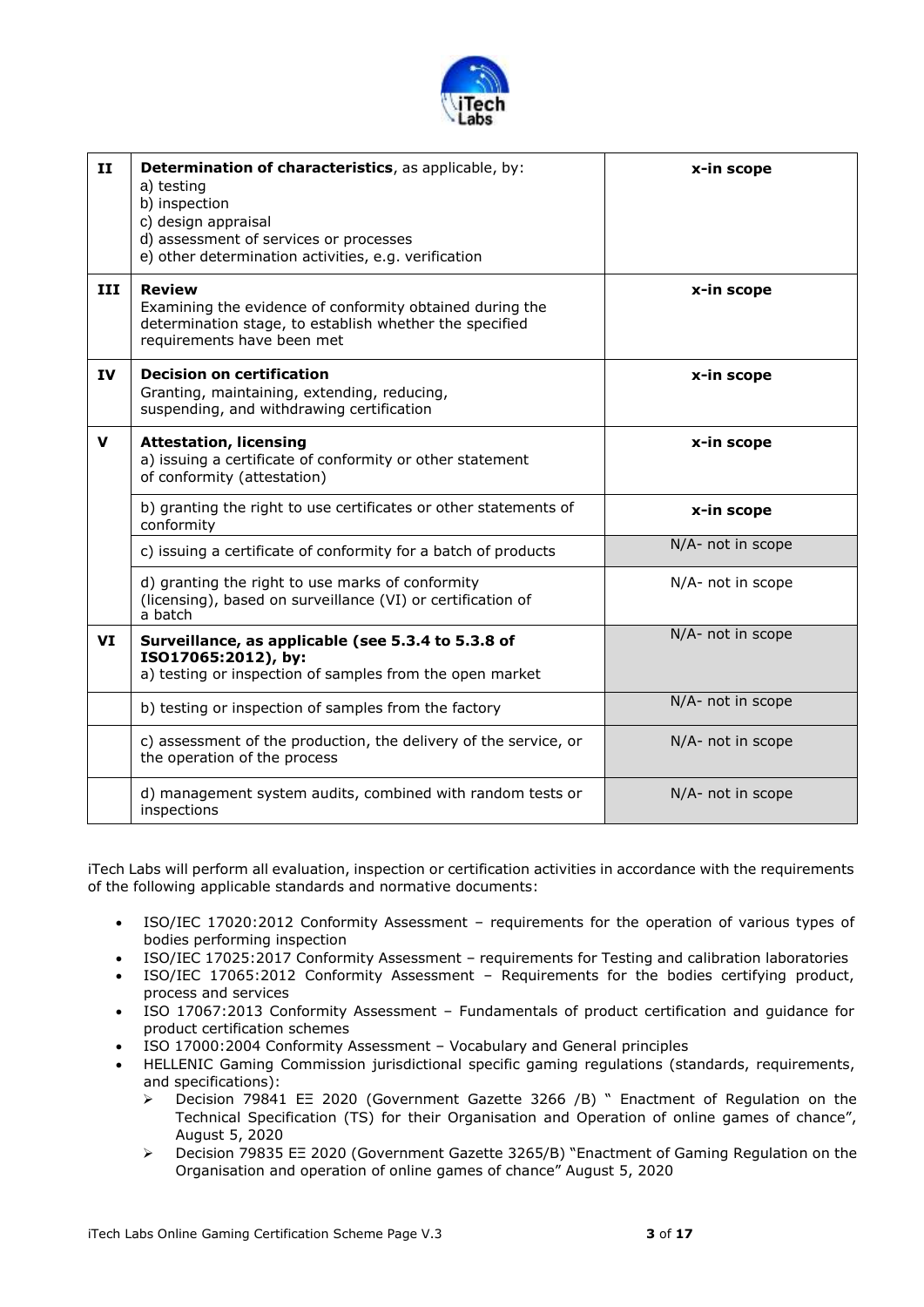| | | |
|---|---|---|
| **II** | **Determination of characteristics**, as applicable, by:<br>a) testing<br>b) inspection<br>c) design appraisal<br>d) assessment of services or processes<br>e) other determination activities, e.g. verification | **x-in scope** |
| **III** | **Review**<br>Examining the evidence of conformity obtained during the determination stage, to establish whether the specified requirements have been met | **x-in scope** |
| **IV** | **Decision on certification**<br>Granting, maintaining, extending, reducing, suspending, and withdrawing certification | **x-in scope** |
| **V** | **Attestation, licensing**<br>a) issuing a certificate of conformity or other statement of conformity (attestation) | **x-in scope** |
| | b) granting the right to use certificates or other statements of conformity | **x-in scope** |
| | c) issuing a certificate of conformity for a batch of products | N/A- not in scope |
| | d) granting the right to use marks of conformity (licensing), based on surveillance (VI) or certification of a batch | N/A- not in scope |
| **VI** | **Surveillance, as applicable (see 5.3.4 to 5.3.8 of ISO17065:2012), by:**<br>a) testing or inspection of samples from the open market | N/A- not in scope |
| | b) testing or inspection of samples from the factory | N/A- not in scope |
| | c) assessment of the production, the delivery of the service, or the operation of the process | N/A- not in scope |
| | d) management system audits, combined with random tests or inspections | N/A- not in scope |

iTech Labs will perform all evaluation, inspection or certification activities in accordance with the requirements of the following applicable standards and normative documents:

- ISO/IEC 17020:2012 Conformity Assessment – requirements for the operation of various types of bodies performing inspection
- ISO/IEC 17025:2017 Conformity Assessment – requirements for Testing and calibration laboratories
- ISO/IEC 17065:2012 Conformity Assessment – Requirements for the bodies certifying product, process and services
- ISO 17067:2013 Conformity Assessment – Fundamentals of product certification and guidance for product certification schemes
- ISO 17000:2004 Conformity Assessment – Vocabulary and General principles
- HELLENIC Gaming Commission jurisdictional specific gaming regulations (standards, requirements, and specifications):
  - Decision 79841 ΕΞ 2020 (Government Gazette 3266 /B) " Enactment of Regulation on the Technical Specification (TS) for their Organisation and Operation of online games of chance", August 5, 2020
  - Decision 79835 ΕΞ 2020 (Government Gazette 3265/B) "Enactment of Gaming Regulation on the Organisation and operation of online games of chance" August 5, 2020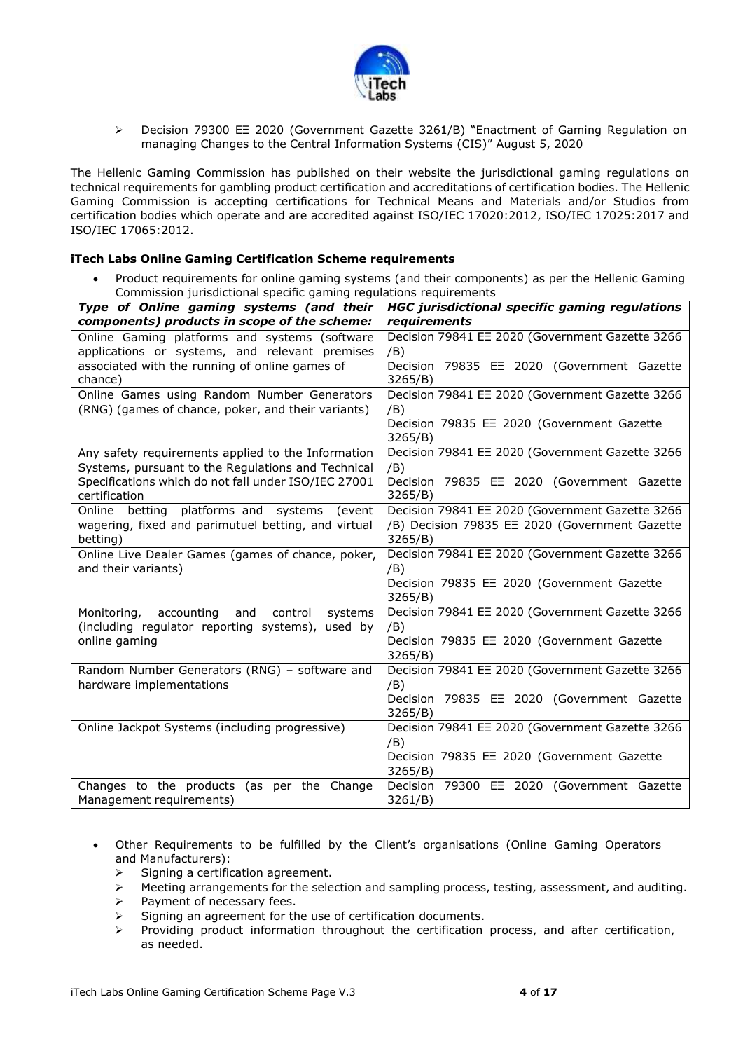- Decision 79300 ΕΞ 2020 (Government Gazette 3261/B) "Enactment of Gaming Regulation on managing Changes to the Central Information Systems (CIS)" August 5, 2020

The Hellenic Gaming Commission has published on their website the jurisdictional gaming regulations on technical requirements for gambling product certification and accreditations of certification bodies. The Hellenic Gaming Commission is accepting certifications for Technical Means and Materials and/or Studios from certification bodies which operate and are accredited against ISO/IEC 17020:2012, ISO/IEC 17025:2017 and ISO/IEC 17065:2012.

**iTech Labs Online Gaming Certification Scheme requirements**

- Product requirements for online gaming systems (and their components) as per the Hellenic Gaming Commission jurisdictional specific gaming regulations requirements

| ***Type of Online gaming systems (and their components) products in scope of the scheme:*** | ***HGC jurisdictional specific gaming regulations requirements*** |
|---|---|
| Online Gaming platforms and systems (software applications or systems, and relevant premises associated with the running of online games of chance) | Decision 79841 ΕΞ 2020 (Government Gazette 3266 /B) Decision 79835 ΕΞ 2020 (Government Gazette 3265/B) |
| Online Games using Random Number Generators (RNG) (games of chance, poker, and their variants) | Decision 79841 ΕΞ 2020 (Government Gazette 3266 /B) Decision 79835 ΕΞ 2020 (Government Gazette 3265/B) |
| Any safety requirements applied to the Information Systems, pursuant to the Regulations and Technical Specifications which do not fall under ISO/IEC 27001 certification | Decision 79841 ΕΞ 2020 (Government Gazette 3266 /B) Decision 79835 ΕΞ 2020 (Government Gazette 3265/B) |
| Online betting platforms and systems (event wagering, fixed and parimutuel betting, and virtual betting) | Decision 79841 ΕΞ 2020 (Government Gazette 3266 /B) Decision 79835 ΕΞ 2020 (Government Gazette 3265/B) |
| Online Live Dealer Games (games of chance, poker, and their variants) | Decision 79841 ΕΞ 2020 (Government Gazette 3266 /B) Decision 79835 ΕΞ 2020 (Government Gazette 3265/B) |
| Monitoring, accounting and control systems (including regulator reporting systems), used by online gaming | Decision 79841 ΕΞ 2020 (Government Gazette 3266 /B) Decision 79835 ΕΞ 2020 (Government Gazette 3265/B) |
| Random Number Generators (RNG) – software and hardware implementations | Decision 79841 ΕΞ 2020 (Government Gazette 3266 /B) Decision 79835 ΕΞ 2020 (Government Gazette 3265/B) |
| Online Jackpot Systems (including progressive) | Decision 79841 ΕΞ 2020 (Government Gazette 3266 /B) Decision 79835 ΕΞ 2020 (Government Gazette 3265/B) |
| Changes to the products (as per the Change Management requirements) | Decision 79300 ΕΞ 2020 (Government Gazette 3261/B) |

- Other Requirements to be fulfilled by the Client's organisations (Online Gaming Operators and Manufacturers):
  - Signing a certification agreement.
  - Meeting arrangements for the selection and sampling process, testing, assessment, and auditing.
  - Payment of necessary fees.
  - Signing an agreement for the use of certification documents.
  - Providing product information throughout the certification process, and after certification, as needed.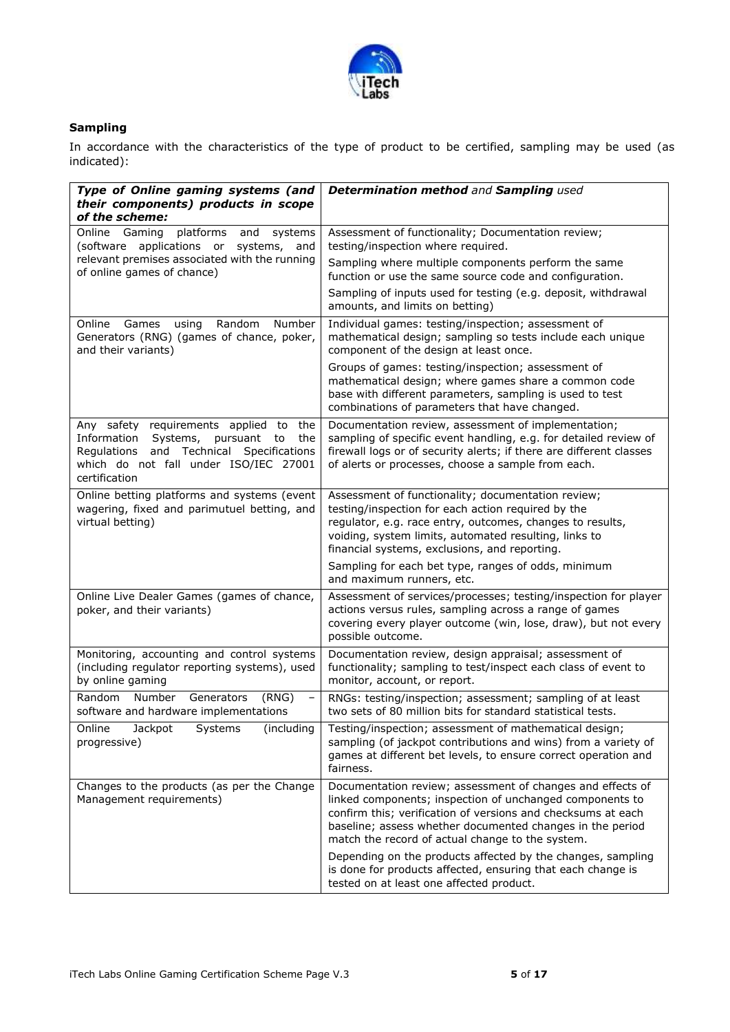**Sampling**

In accordance with the characteristics of the type of product to be certified, sampling may be used (as indicated):

| ***Type of Online gaming systems (and their components) products in scope of the scheme:*** | ***Determination method** and **Sampling** used* |
|---|---|
| Online Gaming platforms and systems (software applications or systems, and relevant premises associated with the running of online games of chance) | Assessment of functionality; Documentation review; testing/inspection where required.<br><br>Sampling where multiple components perform the same function or use the same source code and configuration.<br><br>Sampling of inputs used for testing (e.g. deposit, withdrawal amounts, and limits on betting) |
| Online Games using Random Number Generators (RNG) (games of chance, poker, and their variants) | Individual games: testing/inspection; assessment of mathematical design; sampling so tests include each unique component of the design at least once.<br><br>Groups of games: testing/inspection; assessment of mathematical design; where games share a common code base with different parameters, sampling is used to test combinations of parameters that have changed. |
| Any safety requirements applied to the Information Systems, pursuant to the Regulations and Technical Specifications which do not fall under ISO/IEC 27001 certification | Documentation review, assessment of implementation; sampling of specific event handling, e.g. for detailed review of firewall logs or of security alerts; if there are different classes of alerts or processes, choose a sample from each. |
| Online betting platforms and systems (event wagering, fixed and parimutuel betting, and virtual betting) | Assessment of functionality; documentation review; testing/inspection for each action required by the regulator, e.g. race entry, outcomes, changes to results, voiding, system limits, automated resulting, links to financial systems, exclusions, and reporting.<br><br>Sampling for each bet type, ranges of odds, minimum and maximum runners, etc. |
| Online Live Dealer Games (games of chance, poker, and their variants) | Assessment of services/processes; testing/inspection for player actions versus rules, sampling across a range of games covering every player outcome (win, lose, draw), but not every possible outcome. |
| Monitoring, accounting and control systems (including regulator reporting systems), used by online gaming | Documentation review, design appraisal; assessment of functionality; sampling to test/inspect each class of event to monitor, account, or report. |
| Random Number Generators (RNG) – software and hardware implementations | RNGs: testing/inspection; assessment; sampling of at least two sets of 80 million bits for standard statistical tests. |
| Online Jackpot Systems (including progressive) | Testing/inspection; assessment of mathematical design; sampling (of jackpot contributions and wins) from a variety of games at different bet levels, to ensure correct operation and fairness. |
| Changes to the products (as per the Change Management requirements) | Documentation review; assessment of changes and effects of linked components; inspection of unchanged components to confirm this; verification of versions and checksums at each baseline; assess whether documented changes in the period match the record of actual change to the system.<br><br>Depending on the products affected by the changes, sampling is done for products affected, ensuring that each change is tested on at least one affected product. |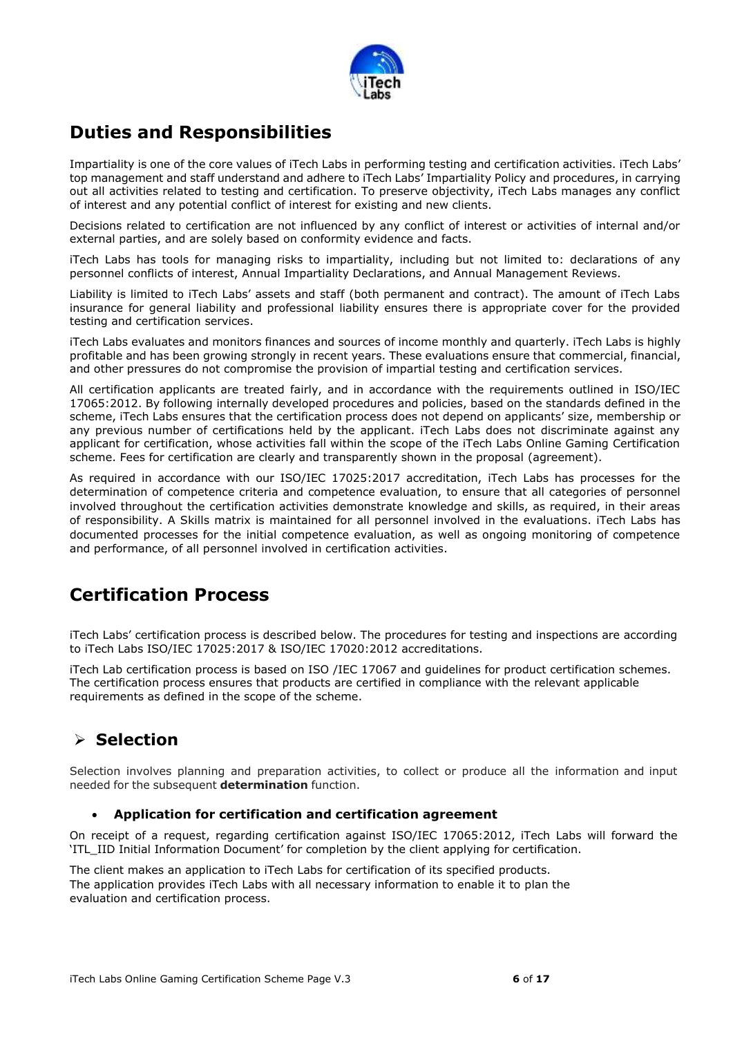## Duties and Responsibilities

Impartiality is one of the core values of iTech Labs in performing testing and certification activities. iTech Labs' top management and staff understand and adhere to iTech Labs' Impartiality Policy and procedures, in carrying out all activities related to testing and certification. To preserve objectivity, iTech Labs manages any conflict of interest and any potential conflict of interest for existing and new clients.

Decisions related to certification are not influenced by any conflict of interest or activities of internal and/or external parties, and are solely based on conformity evidence and facts.

iTech Labs has tools for managing risks to impartiality, including but not limited to: declarations of any personnel conflicts of interest, Annual Impartiality Declarations, and Annual Management Reviews.

Liability is limited to iTech Labs' assets and staff (both permanent and contract). The amount of iTech Labs insurance for general liability and professional liability ensures there is appropriate cover for the provided testing and certification services.

iTech Labs evaluates and monitors finances and sources of income monthly and quarterly. iTech Labs is highly profitable and has been growing strongly in recent years. These evaluations ensure that commercial, financial, and other pressures do not compromise the provision of impartial testing and certification services.

All certification applicants are treated fairly, and in accordance with the requirements outlined in ISO/IEC 17065:2012. By following internally developed procedures and policies, based on the standards defined in the scheme, iTech Labs ensures that the certification process does not depend on applicants' size, membership or any previous number of certifications held by the applicant. iTech Labs does not discriminate against any applicant for certification, whose activities fall within the scope of the iTech Labs Online Gaming Certification scheme. Fees for certification are clearly and transparently shown in the proposal (agreement).

As required in accordance with our ISO/IEC 17025:2017 accreditation, iTech Labs has processes for the determination of competence criteria and competence evaluation, to ensure that all categories of personnel involved throughout the certification activities demonstrate knowledge and skills, as required, in their areas of responsibility. A Skills matrix is maintained for all personnel involved in the evaluations. iTech Labs has documented processes for the initial competence evaluation, as well as ongoing monitoring of competence and performance, of all personnel involved in certification activities.

## Certification Process

iTech Labs' certification process is described below. The procedures for testing and inspections are according to iTech Labs ISO/IEC 17025:2017 & ISO/IEC 17020:2012 accreditations.

iTech Lab certification process is based on ISO /IEC 17067 and guidelines for product certification schemes. The certification process ensures that products are certified in compliance with the relevant applicable requirements as defined in the scope of the scheme.

### ➢ Selection

Selection involves planning and preparation activities, to collect or produce all the information and input needed for the subsequent **determination** function.

- **Application for certification and certification agreement**

On receipt of a request, regarding certification against ISO/IEC 17065:2012, iTech Labs will forward the 'ITL_IID Initial Information Document' for completion by the client applying for certification.

The client makes an application to iTech Labs for certification of its specified products.
The application provides iTech Labs with all necessary information to enable it to plan the evaluation and certification process.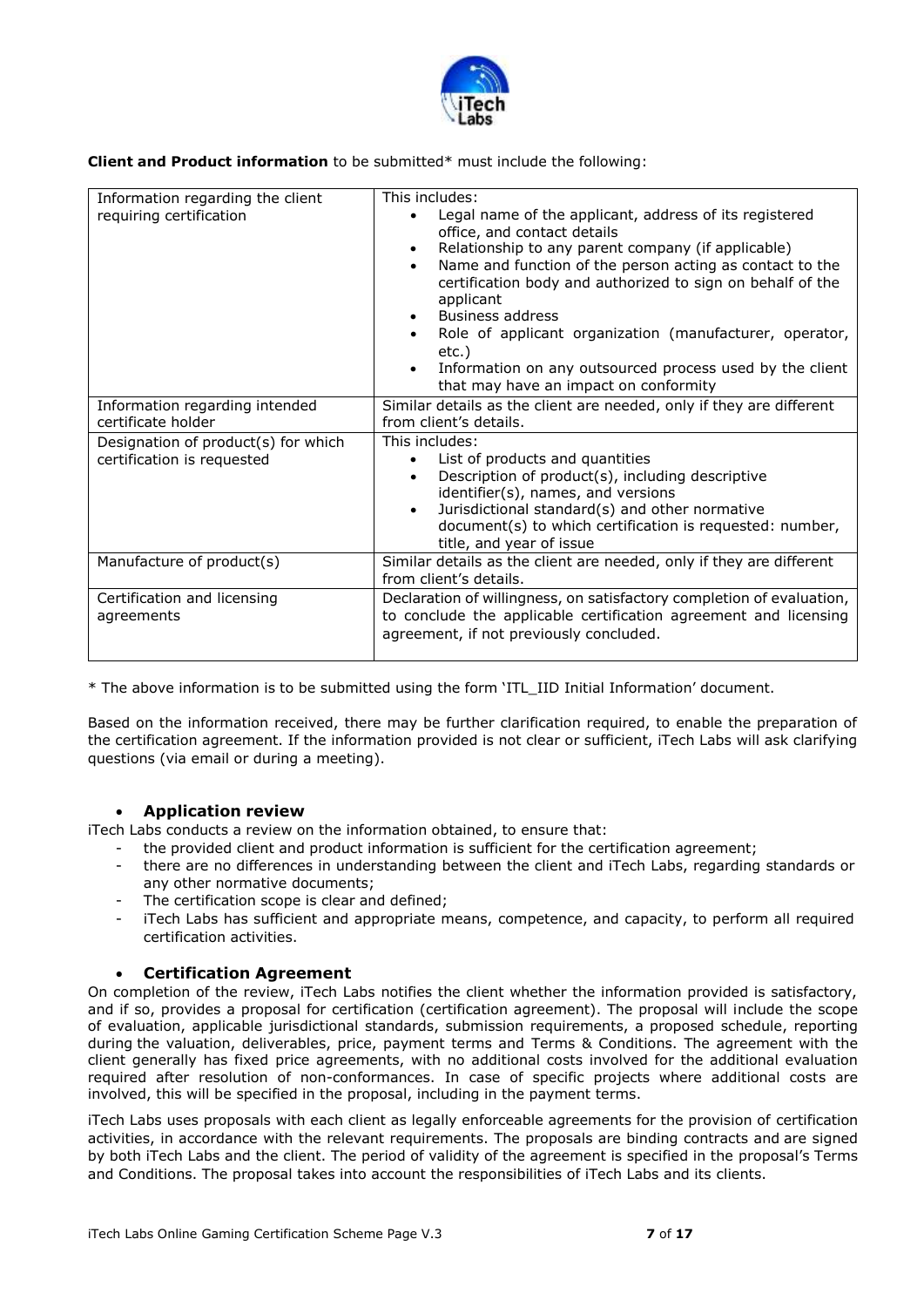**Client and Product information** to be submitted* must include the following:

| Information regarding the client requiring certification | This includes:<br>• Legal name of the applicant, address of its registered office, and contact details<br>• Relationship to any parent company (if applicable)<br>• Name and function of the person acting as contact to the certification body and authorized to sign on behalf of the applicant<br>• Business address<br>• Role of applicant organization (manufacturer, operator, etc.)<br>• Information on any outsourced process used by the client that may have an impact on conformity |
|---|---|
| Information regarding intended certificate holder | Similar details as the client are needed, only if they are different from client's details. |
| Designation of product(s) for which certification is requested | This includes:<br>• List of products and quantities<br>• Description of product(s), including descriptive identifier(s), names, and versions<br>• Jurisdictional standard(s) and other normative document(s) to which certification is requested: number, title, and year of issue |
| Manufacture of product(s) | Similar details as the client are needed, only if they are different from client's details. |
| Certification and licensing agreements | Declaration of willingness, on satisfactory completion of evaluation, to conclude the applicable certification agreement and licensing agreement, if not previously concluded. |

* The above information is to be submitted using the form 'ITL_IID Initial Information' document.

Based on the information received, there may be further clarification required, to enable the preparation of the certification agreement. If the information provided is not clear or sufficient, iTech Labs will ask clarifying questions (via email or during a meeting).

- **Application review**

iTech Labs conducts a review on the information obtained, to ensure that:

- the provided client and product information is sufficient for the certification agreement;
- there are no differences in understanding between the client and iTech Labs, regarding standards or any other normative documents;
- The certification scope is clear and defined;
- iTech Labs has sufficient and appropriate means, competence, and capacity, to perform all required certification activities.

- **Certification Agreement**

On completion of the review, iTech Labs notifies the client whether the information provided is satisfactory, and if so, provides a proposal for certification (certification agreement). The proposal will include the scope of evaluation, applicable jurisdictional standards, submission requirements, a proposed schedule, reporting during the valuation, deliverables, price, payment terms and Terms & Conditions. The agreement with the client generally has fixed price agreements, with no additional costs involved for the additional evaluation required after resolution of non-conformances. In case of specific projects where additional costs are involved, this will be specified in the proposal, including in the payment terms.

iTech Labs uses proposals with each client as legally enforceable agreements for the provision of certification activities, in accordance with the relevant requirements. The proposals are binding contracts and are signed by both iTech Labs and the client. The period of validity of the agreement is specified in the proposal's Terms and Conditions. The proposal takes into account the responsibilities of iTech Labs and its clients.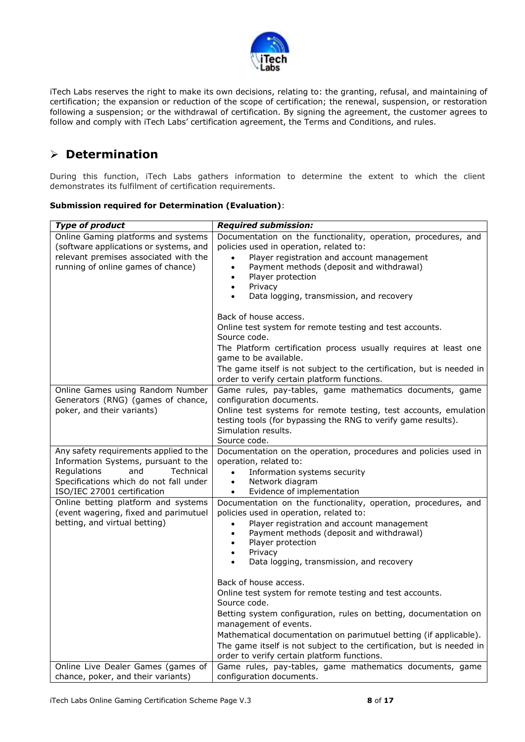iTech Labs reserves the right to make its own decisions, relating to: the granting, refusal, and maintaining of certification; the expansion or reduction of the scope of certification; the renewal, suspension, or restoration following a suspension; or the withdrawal of certification. By signing the agreement, the customer agrees to follow and comply with iTech Labs' certification agreement, the Terms and Conditions, and rules.

## Determination

During this function, iTech Labs gathers information to determine the extent to which the client demonstrates its fulfilment of certification requirements.

**Submission required for Determination (Evaluation)**:

| *Type of product* | *Required submission:* |
|---|---|
| Online Gaming platforms and systems (software applications or systems, and relevant premises associated with the running of online games of chance) | Documentation on the functionality, operation, procedures, and policies used in operation, related to:<br>• Player registration and account management<br>• Payment methods (deposit and withdrawal)<br>• Player protection<br>• Privacy<br>• Data logging, transmission, and recovery<br><br>Back of house access.<br>Online test system for remote testing and test accounts.<br>Source code.<br>The Platform certification process usually requires at least one game to be available.<br>The game itself is not subject to the certification, but is needed in order to verify certain platform functions. |
| Online Games using Random Number Generators (RNG) (games of chance, poker, and their variants) | Game rules, pay-tables, game mathematics documents, game configuration documents.<br>Online test systems for remote testing, test accounts, emulation testing tools (for bypassing the RNG to verify game results).<br>Simulation results.<br>Source code. |
| Any safety requirements applied to the Information Systems, pursuant to the Regulations and Technical Specifications which do not fall under ISO/IEC 27001 certification | Documentation on the operation, procedures and policies used in operation, related to:<br>• Information systems security<br>• Network diagram<br>• Evidence of implementation |
| Online betting platform and systems (event wagering, fixed and parimutuel betting, and virtual betting) | Documentation on the functionality, operation, procedures, and policies used in operation, related to:<br>• Player registration and account management<br>• Payment methods (deposit and withdrawal)<br>• Player protection<br>• Privacy<br>• Data logging, transmission, and recovery<br><br>Back of house access.<br>Online test system for remote testing and test accounts.<br>Source code.<br>Betting system configuration, rules on betting, documentation on management of events.<br>Mathematical documentation on parimutuel betting (if applicable).<br>The game itself is not subject to the certification, but is needed in order to verify certain platform functions. |
| Online Live Dealer Games (games of chance, poker, and their variants) | Game rules, pay-tables, game mathematics documents, game configuration documents. |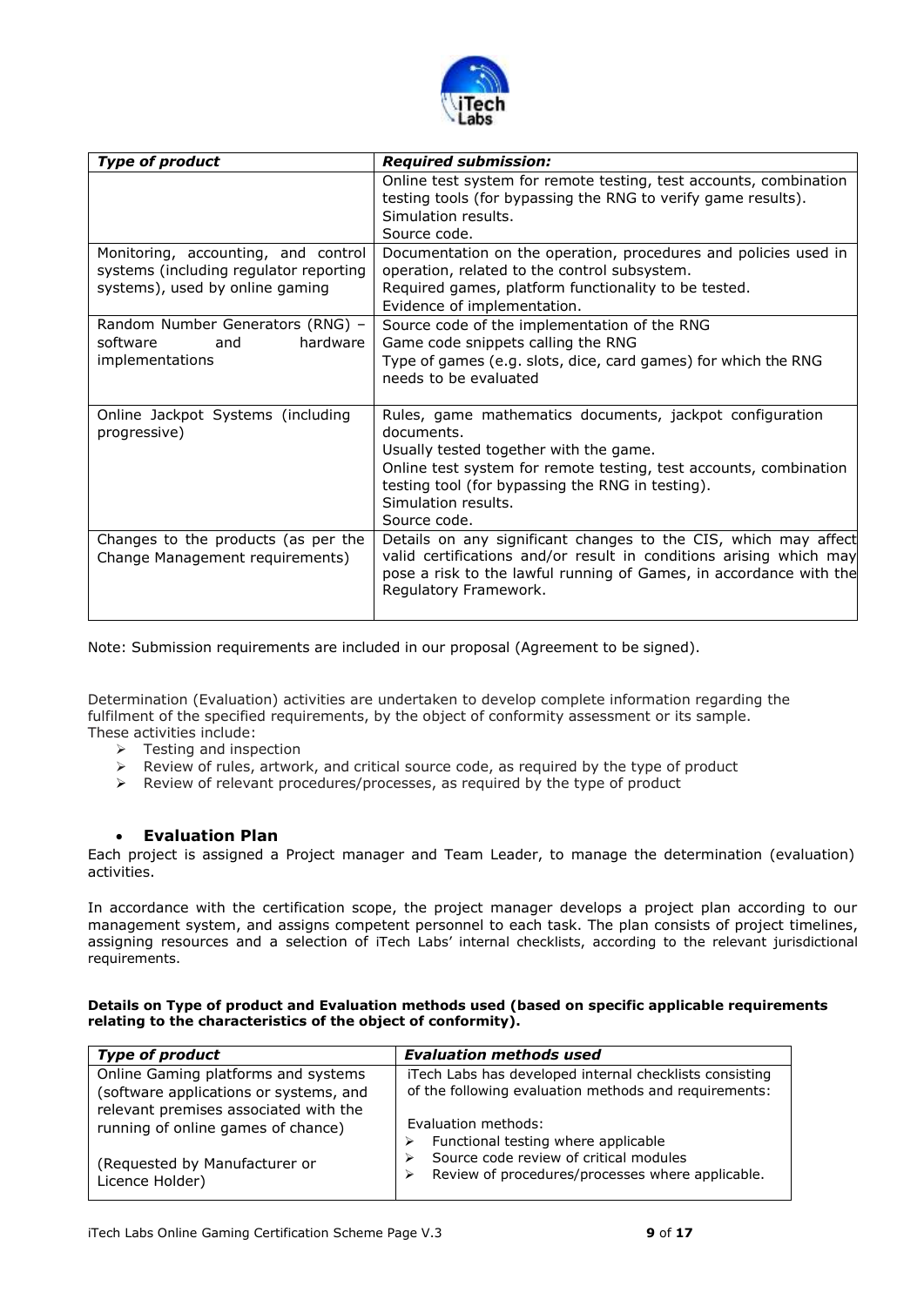| *Type of product* | *Required submission:* |
|---|---|
| | Online test system for remote testing, test accounts, combination testing tools (for bypassing the RNG to verify game results).<br>Simulation results.<br>Source code. |
| Monitoring, accounting, and control systems (including regulator reporting systems), used by online gaming | Documentation on the operation, procedures and policies used in operation, related to the control subsystem.<br>Required games, platform functionality to be tested.<br>Evidence of implementation. |
| Random Number Generators (RNG) – software and hardware implementations | Source code of the implementation of the RNG<br>Game code snippets calling the RNG<br>Type of games (e.g. slots, dice, card games) for which the RNG needs to be evaluated |
| Online Jackpot Systems (including progressive) | Rules, game mathematics documents, jackpot configuration documents.<br>Usually tested together with the game.<br>Online test system for remote testing, test accounts, combination testing tool (for bypassing the RNG in testing).<br>Simulation results.<br>Source code. |
| Changes to the products (as per the Change Management requirements) | Details on any significant changes to the CIS, which may affect valid certifications and/or result in conditions arising which may pose a risk to the lawful running of Games, in accordance with the Regulatory Framework. |

Note: Submission requirements are included in our proposal (Agreement to be signed).

Determination (Evaluation) activities are undertaken to develop complete information regarding the fulfilment of the specified requirements, by the object of conformity assessment or its sample. These activities include:

- Testing and inspection
- Review of rules, artwork, and critical source code, as required by the type of product
- Review of relevant procedures/processes, as required by the type of product

- **Evaluation Plan**

Each project is assigned a Project manager and Team Leader, to manage the determination (evaluation) activities.

In accordance with the certification scope, the project manager develops a project plan according to our management system, and assigns competent personnel to each task. The plan consists of project timelines, assigning resources and a selection of iTech Labs' internal checklists, according to the relevant jurisdictional requirements.

**Details on Type of product and Evaluation methods used (based on specific applicable requirements relating to the characteristics of the object of conformity).**

| *Type of product* | *Evaluation methods used* |
|---|---|
| Online Gaming platforms and systems (software applications or systems, and relevant premises associated with the running of online games of chance)<br><br>(Requested by Manufacturer or Licence Holder) | iTech Labs has developed internal checklists consisting of the following evaluation methods and requirements:<br><br>Evaluation methods:<br>- Functional testing where applicable<br>- Source code review of critical modules<br>- Review of procedures/processes where applicable. |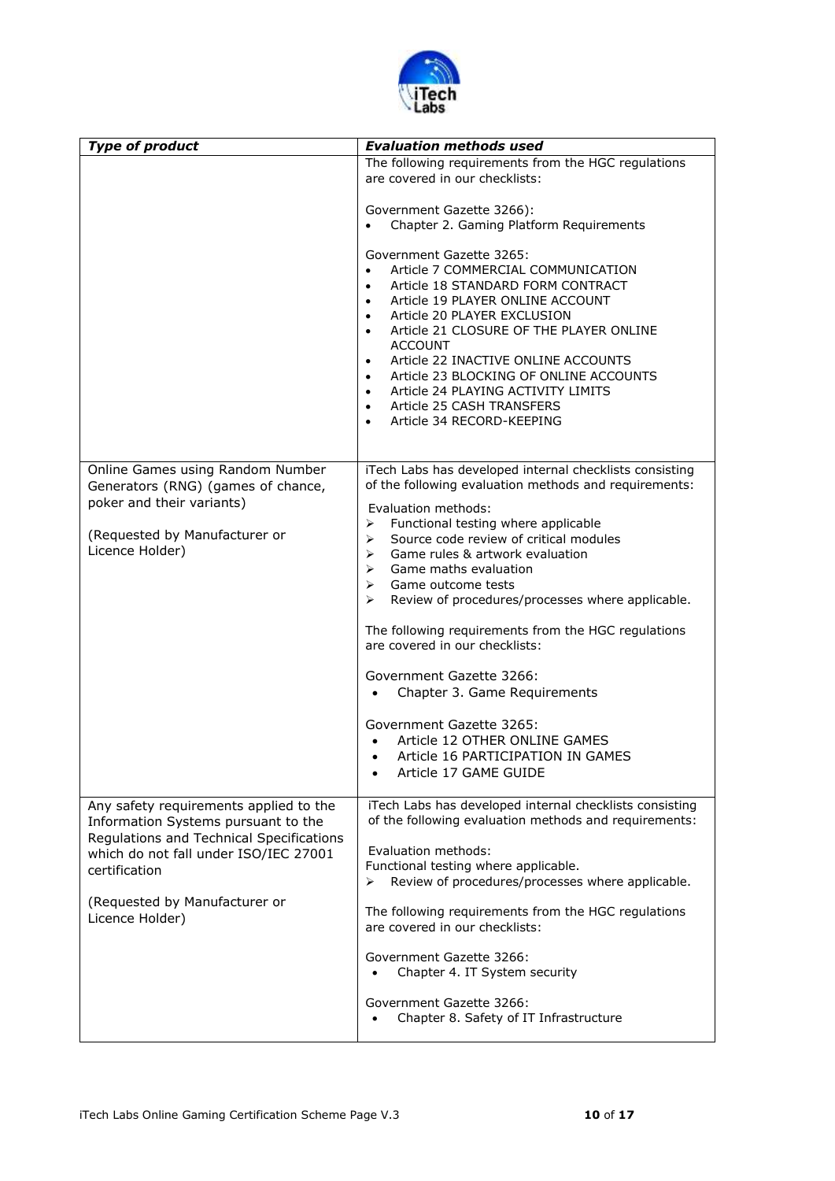| *Type of product* | *Evaluation methods used* |
|---|---|
| | The following requirements from the HGC regulations are covered in our checklists:<br><br>Government Gazette 3266):<br>• Chapter 2. Gaming Platform Requirements<br><br>Government Gazette 3265:<br>• Article 7 COMMERCIAL COMMUNICATION<br>• Article 18 STANDARD FORM CONTRACT<br>• Article 19 PLAYER ONLINE ACCOUNT<br>• Article 20 PLAYER EXCLUSION<br>• Article 21 CLOSURE OF THE PLAYER ONLINE ACCOUNT<br>• Article 22 INACTIVE ONLINE ACCOUNTS<br>• Article 23 BLOCKING OF ONLINE ACCOUNTS<br>• Article 24 PLAYING ACTIVITY LIMITS<br>• Article 25 CASH TRANSFERS<br>• Article 34 RECORD-KEEPING |
| Online Games using Random Number Generators (RNG) (games of chance, poker and their variants)<br><br>(Requested by Manufacturer or Licence Holder) | iTech Labs has developed internal checklists consisting of the following evaluation methods and requirements:<br><br>Evaluation methods:<br>➢ Functional testing where applicable<br>➢ Source code review of critical modules<br>➢ Game rules & artwork evaluation<br>➢ Game maths evaluation<br>➢ Game outcome tests<br>➢ Review of procedures/processes where applicable.<br><br>The following requirements from the HGC regulations are covered in our checklists:<br><br>Government Gazette 3266:<br>• Chapter 3. Game Requirements<br><br>Government Gazette 3265:<br>• Article 12 OTHER ONLINE GAMES<br>• Article 16 PARTICIPATION IN GAMES<br>• Article 17 GAME GUIDE |
| Any safety requirements applied to the Information Systems pursuant to the Regulations and Technical Specifications which do not fall under ISO/IEC 27001 certification<br><br>(Requested by Manufacturer or Licence Holder) | iTech Labs has developed internal checklists consisting of the following evaluation methods and requirements:<br><br>Evaluation methods:<br>Functional testing where applicable.<br>➢ Review of procedures/processes where applicable.<br><br>The following requirements from the HGC regulations are covered in our checklists:<br><br>Government Gazette 3266:<br>• Chapter 4. IT System security<br><br>Government Gazette 3266:<br>• Chapter 8. Safety of IT Infrastructure |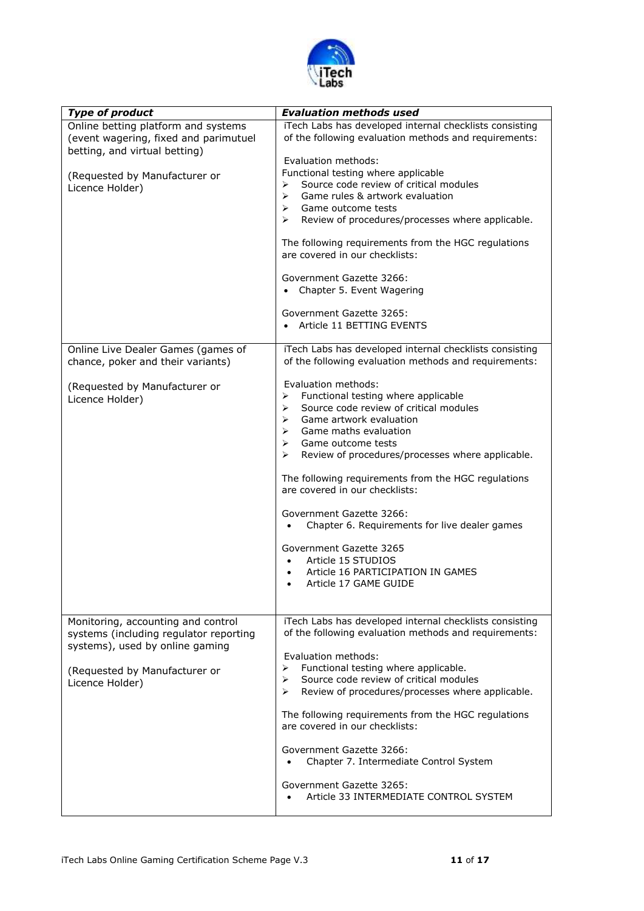| *Type of product* | *Evaluation methods used* |
|---|---|
| Online betting platform and systems (event wagering, fixed and parimutuel betting, and virtual betting)<br><br>(Requested by Manufacturer or Licence Holder) | iTech Labs has developed internal checklists consisting of the following evaluation methods and requirements:<br><br>Evaluation methods:<br>Functional testing where applicable<br>➢ Source code review of critical modules<br>➢ Game rules & artwork evaluation<br>➢ Game outcome tests<br>➢ Review of procedures/processes where applicable.<br><br>The following requirements from the HGC regulations are covered in our checklists:<br><br>Government Gazette 3266:<br>• Chapter 5. Event Wagering<br><br>Government Gazette 3265:<br>• Article 11 BETTING EVENTS |
| Online Live Dealer Games (games of chance, poker and their variants)<br><br>(Requested by Manufacturer or Licence Holder) | iTech Labs has developed internal checklists consisting of the following evaluation methods and requirements:<br><br>Evaluation methods:<br>➢ Functional testing where applicable<br>➢ Source code review of critical modules<br>➢ Game artwork evaluation<br>➢ Game maths evaluation<br>➢ Game outcome tests<br>➢ Review of procedures/processes where applicable.<br><br>The following requirements from the HGC regulations are covered in our checklists:<br><br>Government Gazette 3266:<br>• Chapter 6. Requirements for live dealer games<br><br>Government Gazette 3265<br>• Article 15 STUDIOS<br>• Article 16 PARTICIPATION IN GAMES<br>• Article 17 GAME GUIDE |
| Monitoring, accounting and control systems (including regulator reporting systems), used by online gaming<br><br>(Requested by Manufacturer or Licence Holder) | iTech Labs has developed internal checklists consisting of the following evaluation methods and requirements:<br><br>Evaluation methods:<br>➢ Functional testing where applicable.<br>➢ Source code review of critical modules<br>➢ Review of procedures/processes where applicable.<br><br>The following requirements from the HGC regulations are covered in our checklists:<br><br>Government Gazette 3266:<br>• Chapter 7. Intermediate Control System<br><br>Government Gazette 3265:<br>• Article 33 INTERMEDIATE CONTROL SYSTEM |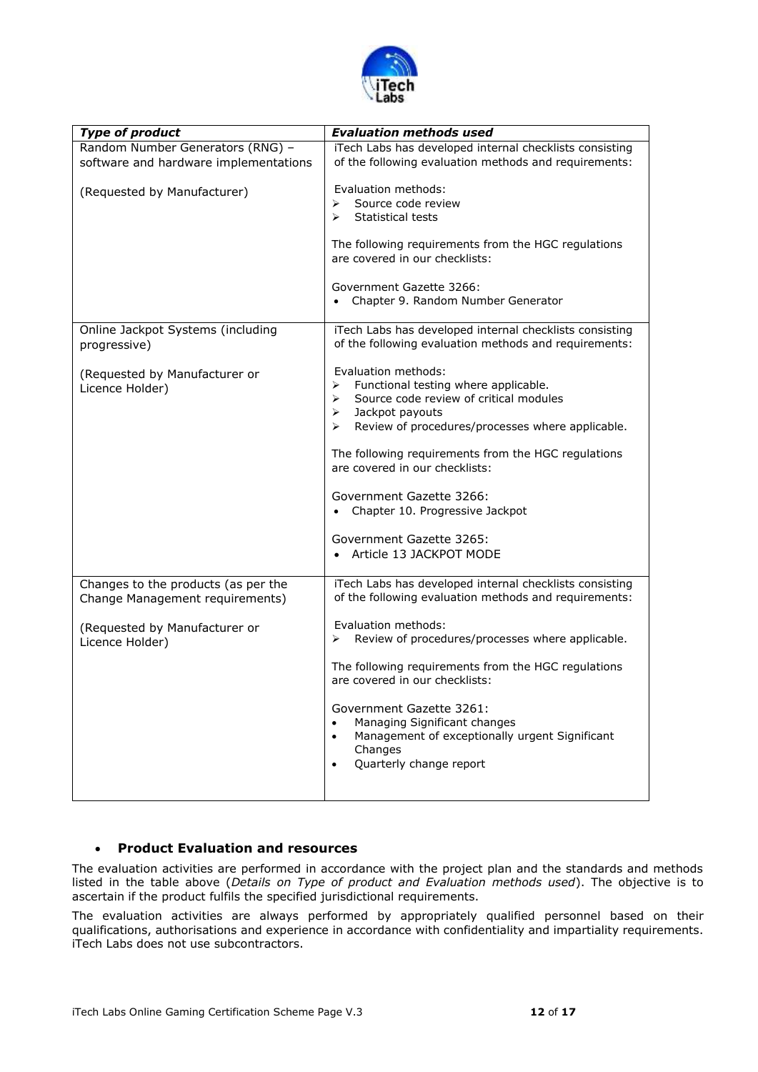| *Type of product* | *Evaluation methods used* |
|---|---|
| Random Number Generators (RNG) – software and hardware implementations<br><br>(Requested by Manufacturer) | iTech Labs has developed internal checklists consisting of the following evaluation methods and requirements:<br><br>Evaluation methods:<br>➢ Source code review<br>➢ Statistical tests<br><br>The following requirements from the HGC regulations are covered in our checklists:<br><br>Government Gazette 3266:<br>• Chapter 9. Random Number Generator |
| Online Jackpot Systems (including progressive)<br><br>(Requested by Manufacturer or Licence Holder) | iTech Labs has developed internal checklists consisting of the following evaluation methods and requirements:<br><br>Evaluation methods:<br>➢ Functional testing where applicable.<br>➢ Source code review of critical modules<br>➢ Jackpot payouts<br>➢ Review of procedures/processes where applicable.<br><br>The following requirements from the HGC regulations are covered in our checklists:<br><br>Government Gazette 3266:<br>• Chapter 10. Progressive Jackpot<br><br>Government Gazette 3265:<br>• Article 13 JACKPOT MODE |
| Changes to the products (as per the Change Management requirements)<br><br>(Requested by Manufacturer or Licence Holder) | iTech Labs has developed internal checklists consisting of the following evaluation methods and requirements:<br><br>Evaluation methods:<br>➢ Review of procedures/processes where applicable.<br><br>The following requirements from the HGC regulations are covered in our checklists:<br><br>Government Gazette 3261:<br>• Managing Significant changes<br>• Management of exceptionally urgent Significant Changes<br>• Quarterly change report |

- **Product Evaluation and resources**

The evaluation activities are performed in accordance with the project plan and the standards and methods listed in the table above (*Details on Type of product and Evaluation methods used*). The objective is to ascertain if the product fulfils the specified jurisdictional requirements.

The evaluation activities are always performed by appropriately qualified personnel based on their qualifications, authorisations and experience in accordance with confidentiality and impartiality requirements. iTech Labs does not use subcontractors.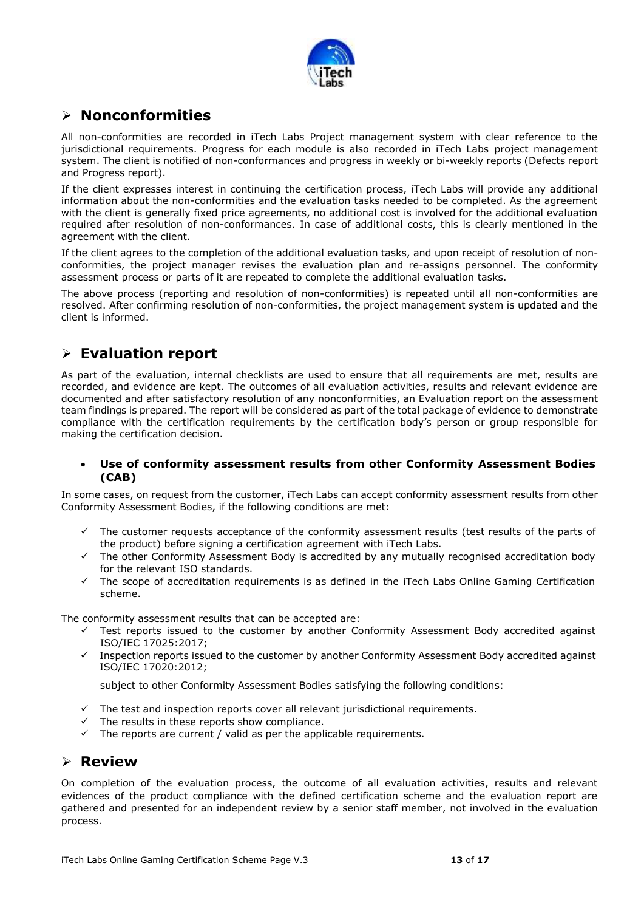## Nonconformities

All non-conformities are recorded in iTech Labs Project management system with clear reference to the jurisdictional requirements. Progress for each module is also recorded in iTech Labs project management system. The client is notified of non-conformances and progress in weekly or bi-weekly reports (Defects report and Progress report).

If the client expresses interest in continuing the certification process, iTech Labs will provide any additional information about the non-conformities and the evaluation tasks needed to be completed. As the agreement with the client is generally fixed price agreements, no additional cost is involved for the additional evaluation required after resolution of non-conformances. In case of additional costs, this is clearly mentioned in the agreement with the client.

If the client agrees to the completion of the additional evaluation tasks, and upon receipt of resolution of non-conformities, the project manager revises the evaluation plan and re-assigns personnel. The conformity assessment process or parts of it are repeated to complete the additional evaluation tasks.

The above process (reporting and resolution of non-conformities) is repeated until all non-conformities are resolved. After confirming resolution of non-conformities, the project management system is updated and the client is informed.

## Evaluation report

As part of the evaluation, internal checklists are used to ensure that all requirements are met, results are recorded, and evidence are kept. The outcomes of all evaluation activities, results and relevant evidence are documented and after satisfactory resolution of any nonconformities, an Evaluation report on the assessment team findings is prepared. The report will be considered as part of the total package of evidence to demonstrate compliance with the certification requirements by the certification body's person or group responsible for making the certification decision.

- **Use of conformity assessment results from other Conformity Assessment Bodies (CAB)**

In some cases, on request from the customer, iTech Labs can accept conformity assessment results from other Conformity Assessment Bodies, if the following conditions are met:

- ✓ The customer requests acceptance of the conformity assessment results (test results of the parts of the product) before signing a certification agreement with iTech Labs.
- ✓ The other Conformity Assessment Body is accredited by any mutually recognised accreditation body for the relevant ISO standards.
- ✓ The scope of accreditation requirements is as defined in the iTech Labs Online Gaming Certification scheme.

The conformity assessment results that can be accepted are:

- ✓ Test reports issued to the customer by another Conformity Assessment Body accredited against ISO/IEC 17025:2017;
- ✓ Inspection reports issued to the customer by another Conformity Assessment Body accredited against ISO/IEC 17020:2012;

subject to other Conformity Assessment Bodies satisfying the following conditions:

- ✓ The test and inspection reports cover all relevant jurisdictional requirements.
- ✓ The results in these reports show compliance.
- ✓ The reports are current / valid as per the applicable requirements.

## Review

On completion of the evaluation process, the outcome of all evaluation activities, results and relevant evidences of the product compliance with the defined certification scheme and the evaluation report are gathered and presented for an independent review by a senior staff member, not involved in the evaluation process.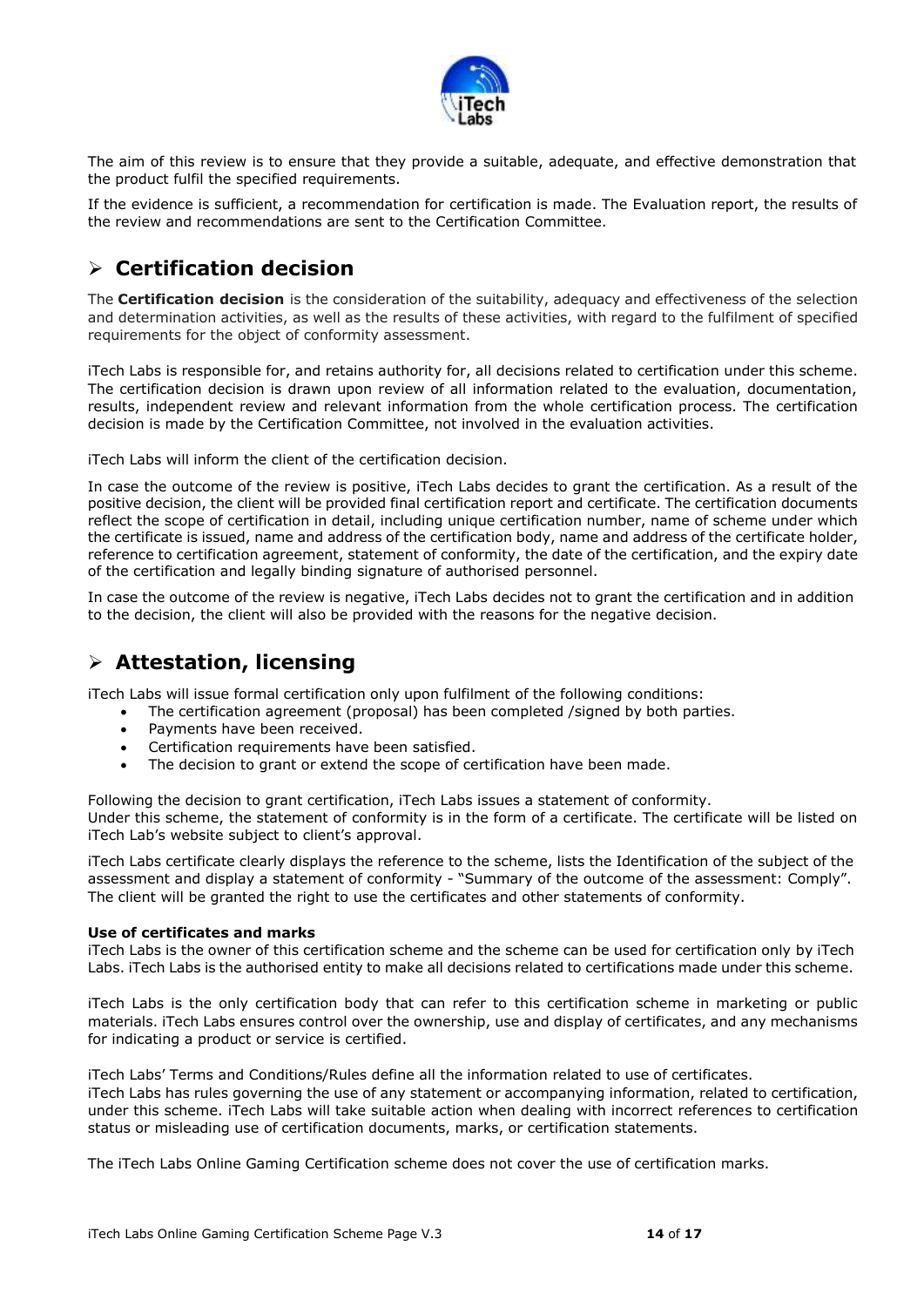The aim of this review is to ensure that they provide a suitable, adequate, and effective demonstration that the product fulfil the specified requirements.

If the evidence is sufficient, a recommendation for certification is made. The Evaluation report, the results of the review and recommendations are sent to the Certification Committee.

## ➢ Certification decision

The **Certification decision** is the consideration of the suitability, adequacy and effectiveness of the selection and determination activities, as well as the results of these activities, with regard to the fulfilment of specified requirements for the object of conformity assessment.

iTech Labs is responsible for, and retains authority for, all decisions related to certification under this scheme. The certification decision is drawn upon review of all information related to the evaluation, documentation, results, independent review and relevant information from the whole certification process. The certification decision is made by the Certification Committee, not involved in the evaluation activities.

iTech Labs will inform the client of the certification decision.

In case the outcome of the review is positive, iTech Labs decides to grant the certification. As a result of the positive decision, the client will be provided final certification report and certificate. The certification documents reflect the scope of certification in detail, including unique certification number, name of scheme under which the certificate is issued, name and address of the certification body, name and address of the certificate holder, reference to certification agreement, statement of conformity, the date of the certification, and the expiry date of the certification and legally binding signature of authorised personnel.

In case the outcome of the review is negative, iTech Labs decides not to grant the certification and in addition to the decision, the client will also be provided with the reasons for the negative decision.

## ➢ Attestation, licensing

iTech Labs will issue formal certification only upon fulfilment of the following conditions:

- The certification agreement (proposal) has been completed /signed by both parties.
- Payments have been received.
- Certification requirements have been satisfied.
- The decision to grant or extend the scope of certification have been made.

Following the decision to grant certification, iTech Labs issues a statement of conformity.
Under this scheme, the statement of conformity is in the form of a certificate. The certificate will be listed on iTech Lab's website subject to client's approval.

iTech Labs certificate clearly displays the reference to the scheme, lists the Identification of the subject of the assessment and display a statement of conformity - "Summary of the outcome of the assessment: Comply".
The client will be granted the right to use the certificates and other statements of conformity.

**Use of certificates and marks**
iTech Labs is the owner of this certification scheme and the scheme can be used for certification only by iTech Labs. iTech Labs is the authorised entity to make all decisions related to certifications made under this scheme.

iTech Labs is the only certification body that can refer to this certification scheme in marketing or public materials. iTech Labs ensures control over the ownership, use and display of certificates, and any mechanisms for indicating a product or service is certified.

iTech Labs' Terms and Conditions/Rules define all the information related to use of certificates.
iTech Labs has rules governing the use of any statement or accompanying information, related to certification, under this scheme. iTech Labs will take suitable action when dealing with incorrect references to certification status or misleading use of certification documents, marks, or certification statements.

The iTech Labs Online Gaming Certification scheme does not cover the use of certification marks.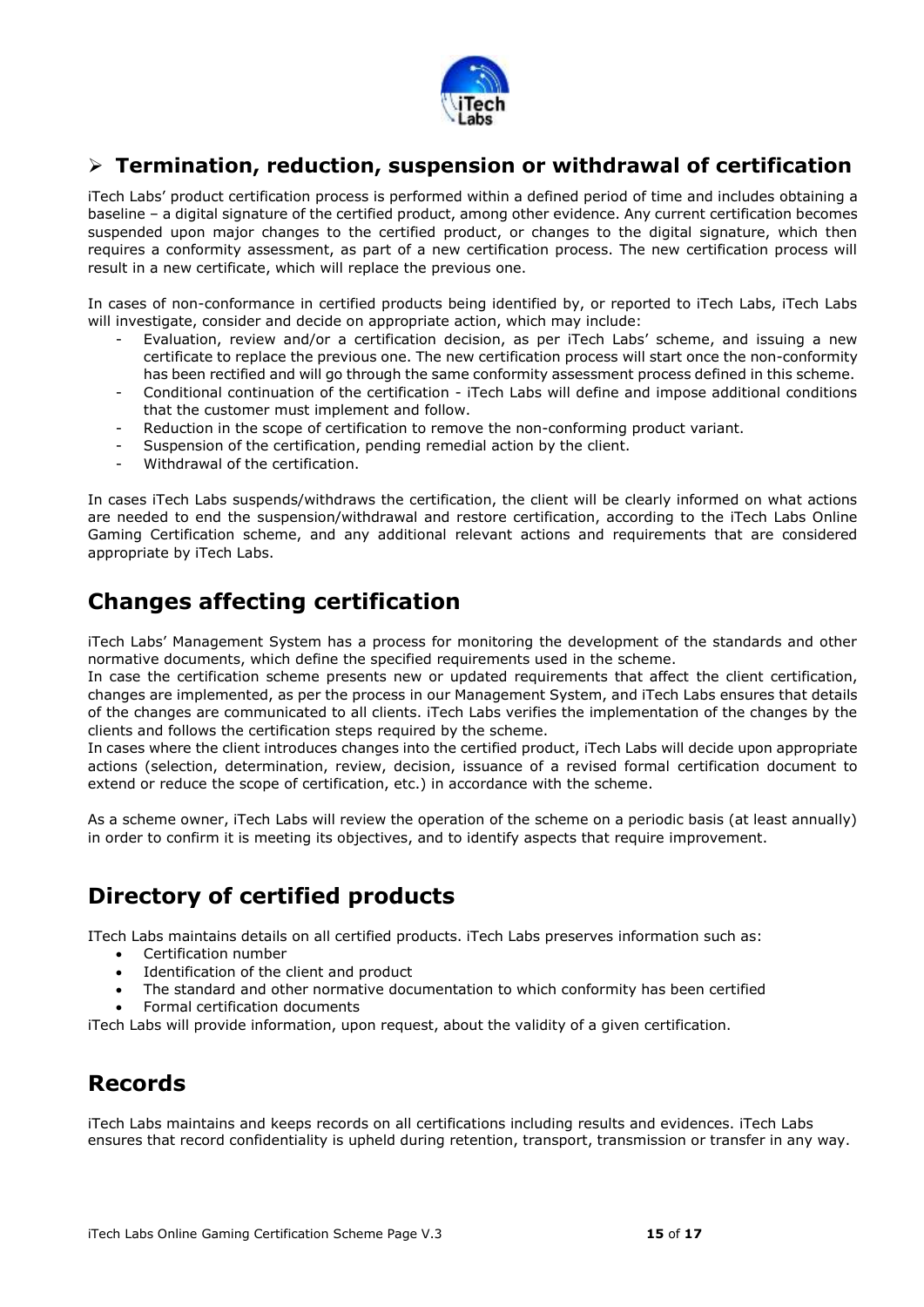## ➢ Termination, reduction, suspension or withdrawal of certification

iTech Labs' product certification process is performed within a defined period of time and includes obtaining a baseline – a digital signature of the certified product, among other evidence. Any current certification becomes suspended upon major changes to the certified product, or changes to the digital signature, which then requires a conformity assessment, as part of a new certification process. The new certification process will result in a new certificate, which will replace the previous one.

In cases of non-conformance in certified products being identified by, or reported to iTech Labs, iTech Labs will investigate, consider and decide on appropriate action, which may include:

- Evaluation, review and/or a certification decision, as per iTech Labs' scheme, and issuing a new certificate to replace the previous one. The new certification process will start once the non-conformity has been rectified and will go through the same conformity assessment process defined in this scheme.
- Conditional continuation of the certification - iTech Labs will define and impose additional conditions that the customer must implement and follow.
- Reduction in the scope of certification to remove the non-conforming product variant.
- Suspension of the certification, pending remedial action by the client.
- Withdrawal of the certification.

In cases iTech Labs suspends/withdraws the certification, the client will be clearly informed on what actions are needed to end the suspension/withdrawal and restore certification, according to the iTech Labs Online Gaming Certification scheme, and any additional relevant actions and requirements that are considered appropriate by iTech Labs.

## Changes affecting certification

iTech Labs' Management System has a process for monitoring the development of the standards and other normative documents, which define the specified requirements used in the scheme.
In case the certification scheme presents new or updated requirements that affect the client certification, changes are implemented, as per the process in our Management System, and iTech Labs ensures that details of the changes are communicated to all clients. iTech Labs verifies the implementation of the changes by the clients and follows the certification steps required by the scheme.
In cases where the client introduces changes into the certified product, iTech Labs will decide upon appropriate actions (selection, determination, review, decision, issuance of a revised formal certification document to extend or reduce the scope of certification, etc.) in accordance with the scheme.

As a scheme owner, iTech Labs will review the operation of the scheme on a periodic basis (at least annually) in order to confirm it is meeting its objectives, and to identify aspects that require improvement.

## Directory of certified products

ITech Labs maintains details on all certified products. iTech Labs preserves information such as:

- Certification number
- Identification of the client and product
- The standard and other normative documentation to which conformity has been certified
- Formal certification documents

iTech Labs will provide information, upon request, about the validity of a given certification.

## Records

iTech Labs maintains and keeps records on all certifications including results and evidences. iTech Labs ensures that record confidentiality is upheld during retention, transport, transmission or transfer in any way.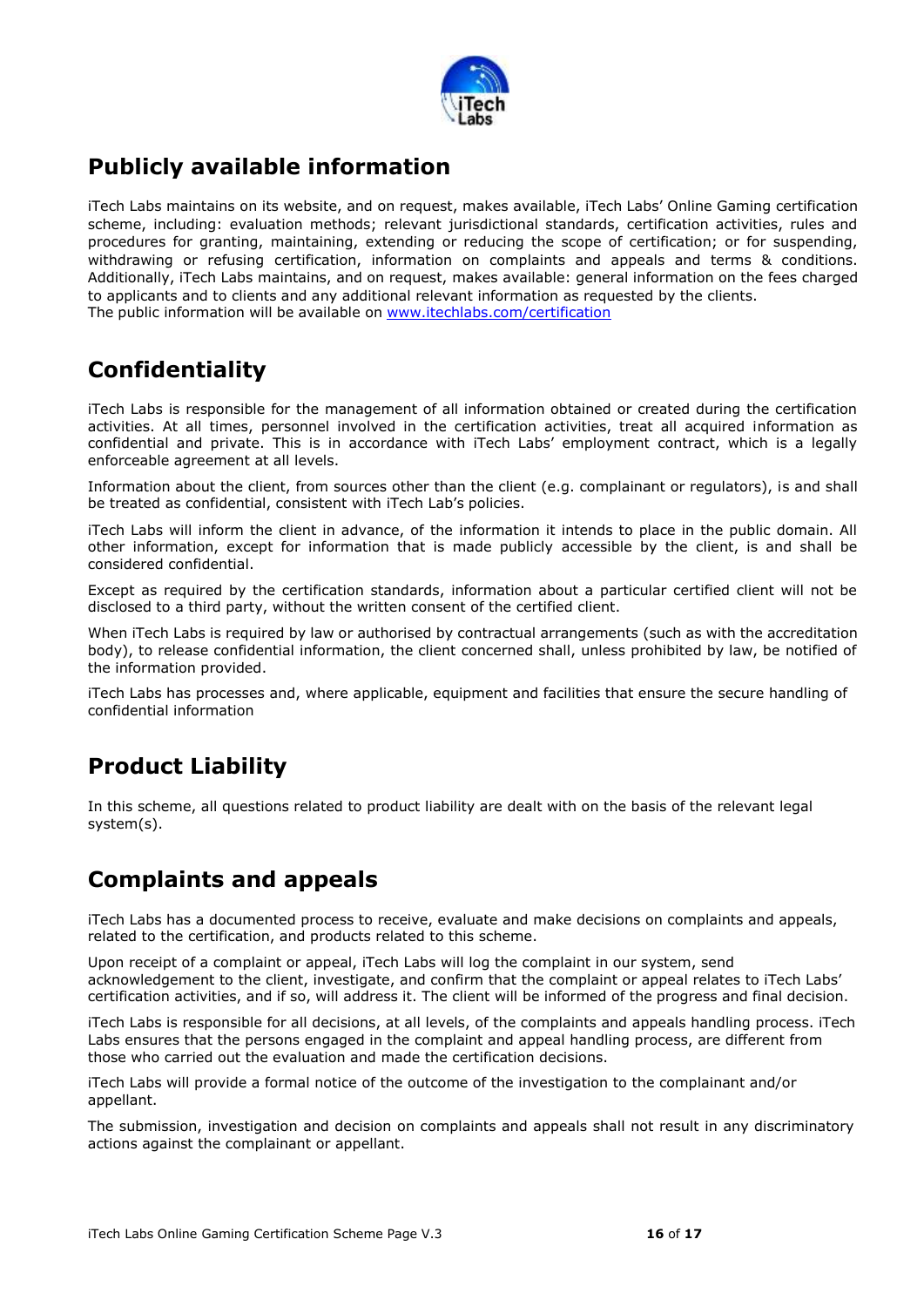## Publicly available information

iTech Labs maintains on its website, and on request, makes available, iTech Labs' Online Gaming certification scheme, including: evaluation methods; relevant jurisdictional standards, certification activities, rules and procedures for granting, maintaining, extending or reducing the scope of certification; or for suspending, withdrawing or refusing certification, information on complaints and appeals and terms & conditions. Additionally, iTech Labs maintains, and on request, makes available: general information on the fees charged to applicants and to clients and any additional relevant information as requested by the clients.
The public information will be available on [www.itechlabs.com/certification](www.itechlabs.com/certification)

## Confidentiality

iTech Labs is responsible for the management of all information obtained or created during the certification activities. At all times, personnel involved in the certification activities, treat all acquired information as confidential and private. This is in accordance with iTech Labs' employment contract, which is a legally enforceable agreement at all levels.

Information about the client, from sources other than the client (e.g. complainant or regulators), is and shall be treated as confidential, consistent with iTech Lab's policies.

iTech Labs will inform the client in advance, of the information it intends to place in the public domain. All other information, except for information that is made publicly accessible by the client, is and shall be considered confidential.

Except as required by the certification standards, information about a particular certified client will not be disclosed to a third party, without the written consent of the certified client.

When iTech Labs is required by law or authorised by contractual arrangements (such as with the accreditation body), to release confidential information, the client concerned shall, unless prohibited by law, be notified of the information provided.

iTech Labs has processes and, where applicable, equipment and facilities that ensure the secure handling of confidential information

## Product Liability

In this scheme, all questions related to product liability are dealt with on the basis of the relevant legal system(s).

## Complaints and appeals

iTech Labs has a documented process to receive, evaluate and make decisions on complaints and appeals, related to the certification, and products related to this scheme.

Upon receipt of a complaint or appeal, iTech Labs will log the complaint in our system, send acknowledgement to the client, investigate, and confirm that the complaint or appeal relates to iTech Labs' certification activities, and if so, will address it. The client will be informed of the progress and final decision.

iTech Labs is responsible for all decisions, at all levels, of the complaints and appeals handling process. iTech Labs ensures that the persons engaged in the complaint and appeal handling process, are different from those who carried out the evaluation and made the certification decisions.

iTech Labs will provide a formal notice of the outcome of the investigation to the complainant and/or appellant.

The submission, investigation and decision on complaints and appeals shall not result in any discriminatory actions against the complainant or appellant.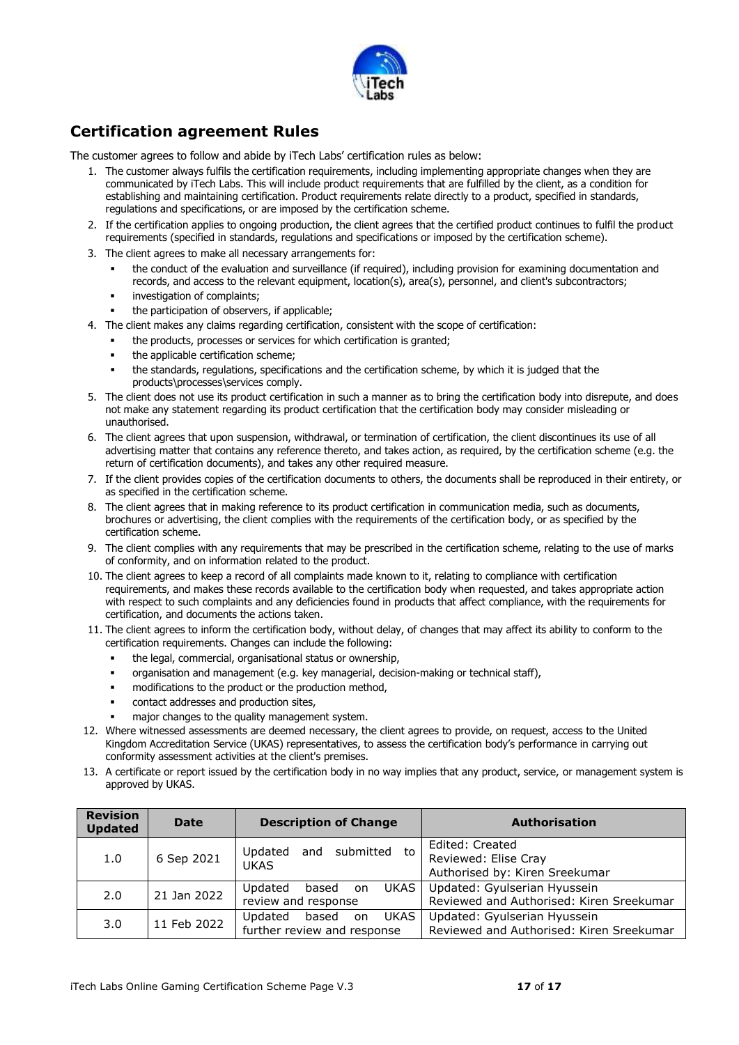## Certification agreement Rules

The customer agrees to follow and abide by iTech Labs' certification rules as below:

1. The customer always fulfils the certification requirements, including implementing appropriate changes when they are communicated by iTech Labs. This will include product requirements that are fulfilled by the client, as a condition for establishing and maintaining certification. Product requirements relate directly to a product, specified in standards, regulations and specifications, or are imposed by the certification scheme.
2. If the certification applies to ongoing production, the client agrees that the certified product continues to fulfil the product requirements (specified in standards, regulations and specifications or imposed by the certification scheme).
3. The client agrees to make all necessary arrangements for:
   - the conduct of the evaluation and surveillance (if required), including provision for examining documentation and records, and access to the relevant equipment, location(s), area(s), personnel, and client's subcontractors;
   - investigation of complaints;
   - the participation of observers, if applicable;
4. The client makes any claims regarding certification, consistent with the scope of certification:
   - the products, processes or services for which certification is granted;
   - the applicable certification scheme;
   - the standards, regulations, specifications and the certification scheme, by which it is judged that the products\processes\services comply.
5. The client does not use its product certification in such a manner as to bring the certification body into disrepute, and does not make any statement regarding its product certification that the certification body may consider misleading or unauthorised.
6. The client agrees that upon suspension, withdrawal, or termination of certification, the client discontinues its use of all advertising matter that contains any reference thereto, and takes action, as required, by the certification scheme (e.g. the return of certification documents), and takes any other required measure.
7. If the client provides copies of the certification documents to others, the documents shall be reproduced in their entirety, or as specified in the certification scheme.
8. The client agrees that in making reference to its product certification in communication media, such as documents, brochures or advertising, the client complies with the requirements of the certification body, or as specified by the certification scheme.
9. The client complies with any requirements that may be prescribed in the certification scheme, relating to the use of marks of conformity, and on information related to the product.
10. The client agrees to keep a record of all complaints made known to it, relating to compliance with certification requirements, and makes these records available to the certification body when requested, and takes appropriate action with respect to such complaints and any deficiencies found in products that affect compliance, with the requirements for certification, and documents the actions taken.
11. The client agrees to inform the certification body, without delay, of changes that may affect its ability to conform to the certification requirements. Changes can include the following:
    - the legal, commercial, organisational status or ownership,
    - organisation and management (e.g. key managerial, decision-making or technical staff),
    - modifications to the product or the production method,
    - contact addresses and production sites,
    - major changes to the quality management system.
12. Where witnessed assessments are deemed necessary, the client agrees to provide, on request, access to the United Kingdom Accreditation Service (UKAS) representatives, to assess the certification body's performance in carrying out conformity assessment activities at the client's premises.
13. A certificate or report issued by the certification body in no way implies that any product, service, or management system is approved by UKAS.

| Revision Updated | Date | Description of Change | Authorisation |
|---|---|---|---|
| 1.0 | 6 Sep 2021 | Updated and submitted to UKAS | Edited: Created<br>Reviewed: Elise Cray<br>Authorised by: Kiren Sreekumar |
| 2.0 | 21 Jan 2022 | Updated based on UKAS review and response | Updated: Gyulserian Hyussein<br>Reviewed and Authorised: Kiren Sreekumar |
| 3.0 | 11 Feb 2022 | Updated based on UKAS further review and response | Updated: Gyulserian Hyussein<br>Reviewed and Authorised: Kiren Sreekumar |